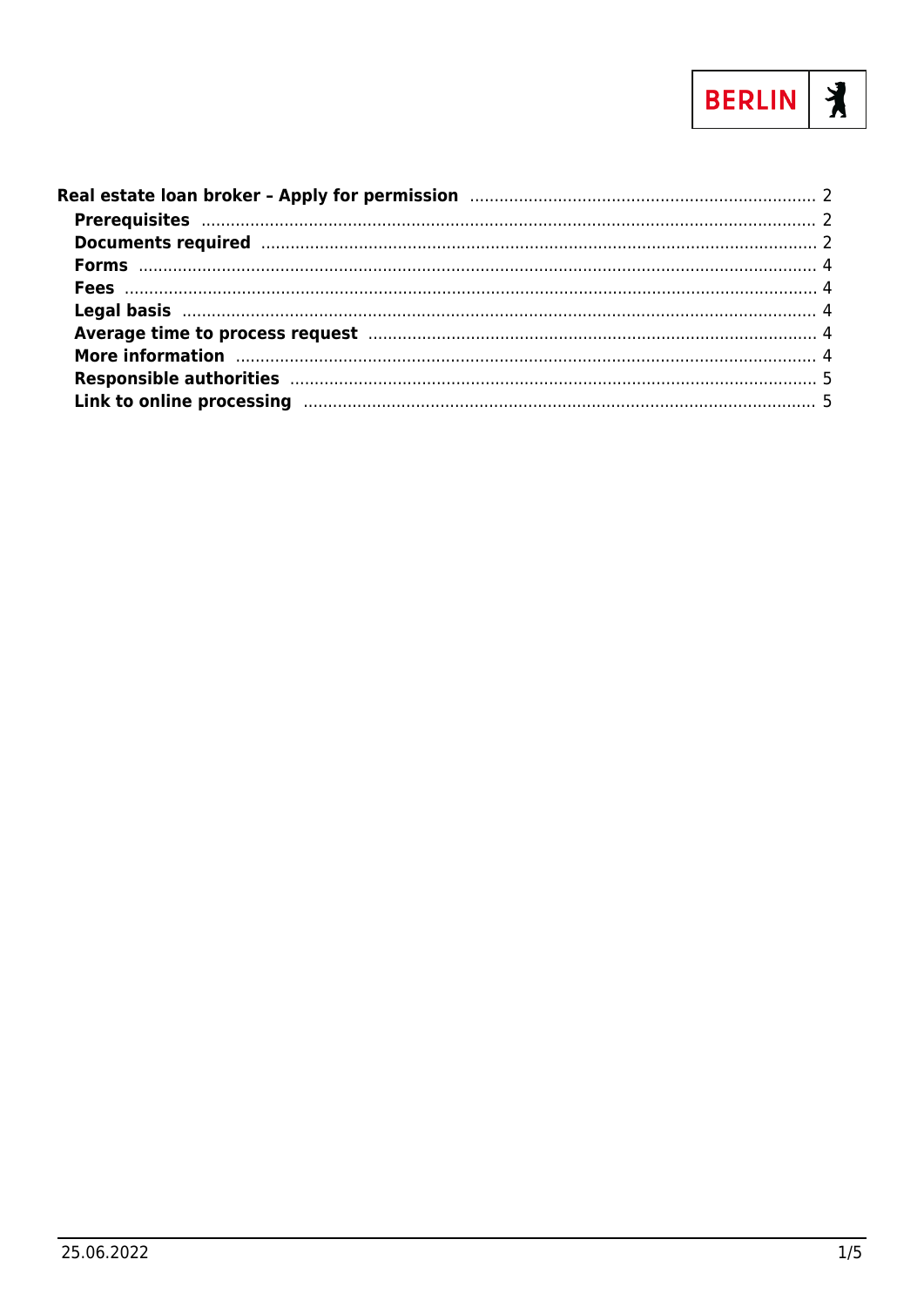BERLIN

- **Real estate loan broker – Apply for permission** ..... 2
  - **Prerequisites** ..... 2
  - **Documents required** ..... 2
  - **Forms** ..... 4
  - **Fees** ..... 4
  - **Legal basis** ..... 4
  - **Average time to process request** ..... 4
  - **More information** ..... 4
  - **Responsible authorities** ..... 5
  - **Link to online processing** ..... 5

25.06.2022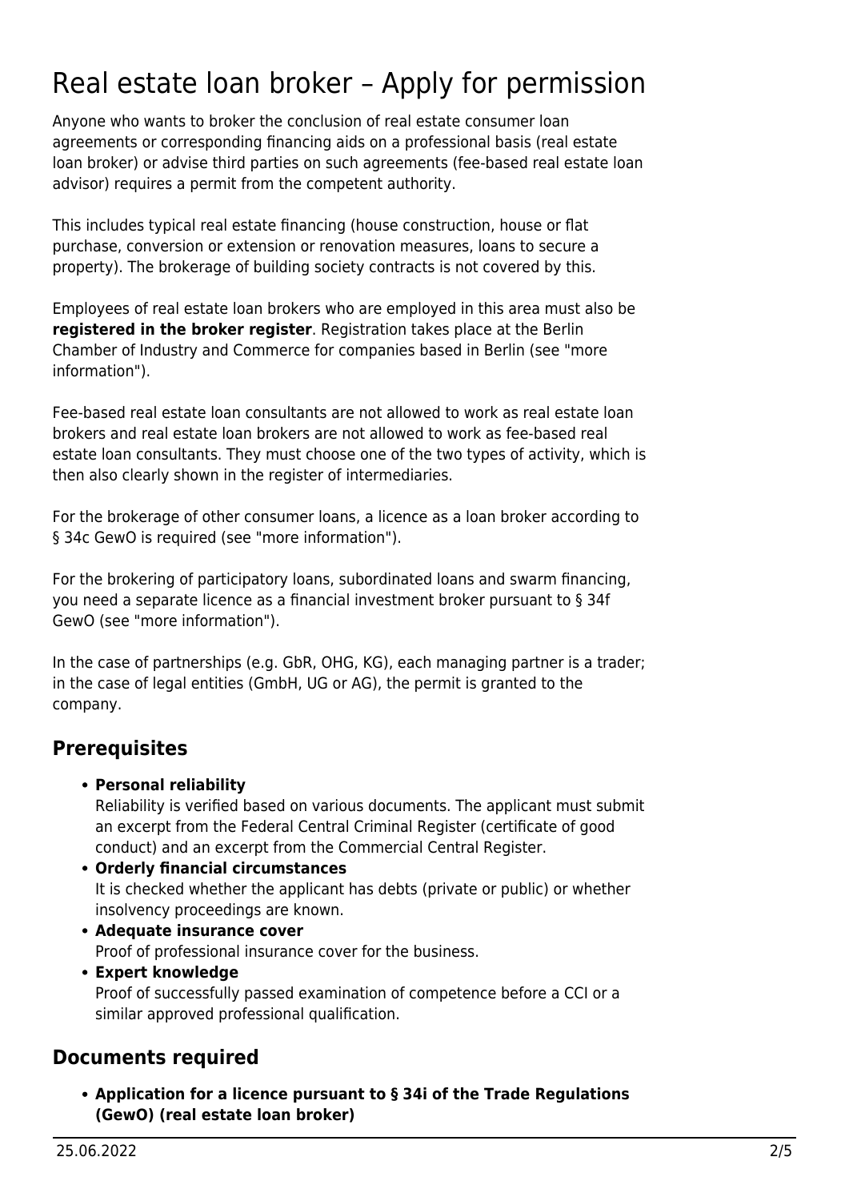# Real estate loan broker – Apply for permission

Anyone who wants to broker the conclusion of real estate consumer loan agreements or corresponding financing aids on a professional basis (real estate loan broker) or advise third parties on such agreements (fee-based real estate loan advisor) requires a permit from the competent authority.

This includes typical real estate financing (house construction, house or flat purchase, conversion or extension or renovation measures, loans to secure a property). The brokerage of building society contracts is not covered by this.

Employees of real estate loan brokers who are employed in this area must also be **registered in the broker register**. Registration takes place at the Berlin Chamber of Industry and Commerce for companies based in Berlin (see "more information").

Fee-based real estate loan consultants are not allowed to work as real estate loan brokers and real estate loan brokers are not allowed to work as fee-based real estate loan consultants. They must choose one of the two types of activity, which is then also clearly shown in the register of intermediaries.

For the brokerage of other consumer loans, a licence as a loan broker according to § 34c GewO is required (see "more information").

For the brokering of participatory loans, subordinated loans and swarm financing, you need a separate licence as a financial investment broker pursuant to § 34f GewO (see "more information").

In the case of partnerships (e.g. GbR, OHG, KG), each managing partner is a trader; in the case of legal entities (GmbH, UG or AG), the permit is granted to the company.

## Prerequisites

- **Personal reliability**
  Reliability is verified based on various documents. The applicant must submit an excerpt from the Federal Central Criminal Register (certificate of good conduct) and an excerpt from the Commercial Central Register.
- **Orderly financial circumstances**
  It is checked whether the applicant has debts (private or public) or whether insolvency proceedings are known.
- **Adequate insurance cover**
  Proof of professional insurance cover for the business.
- **Expert knowledge**
  Proof of successfully passed examination of competence before a CCI or a similar approved professional qualification.

## Documents required

- **Application for a licence pursuant to § 34i of the Trade Regulations (GewO) (real estate loan broker)**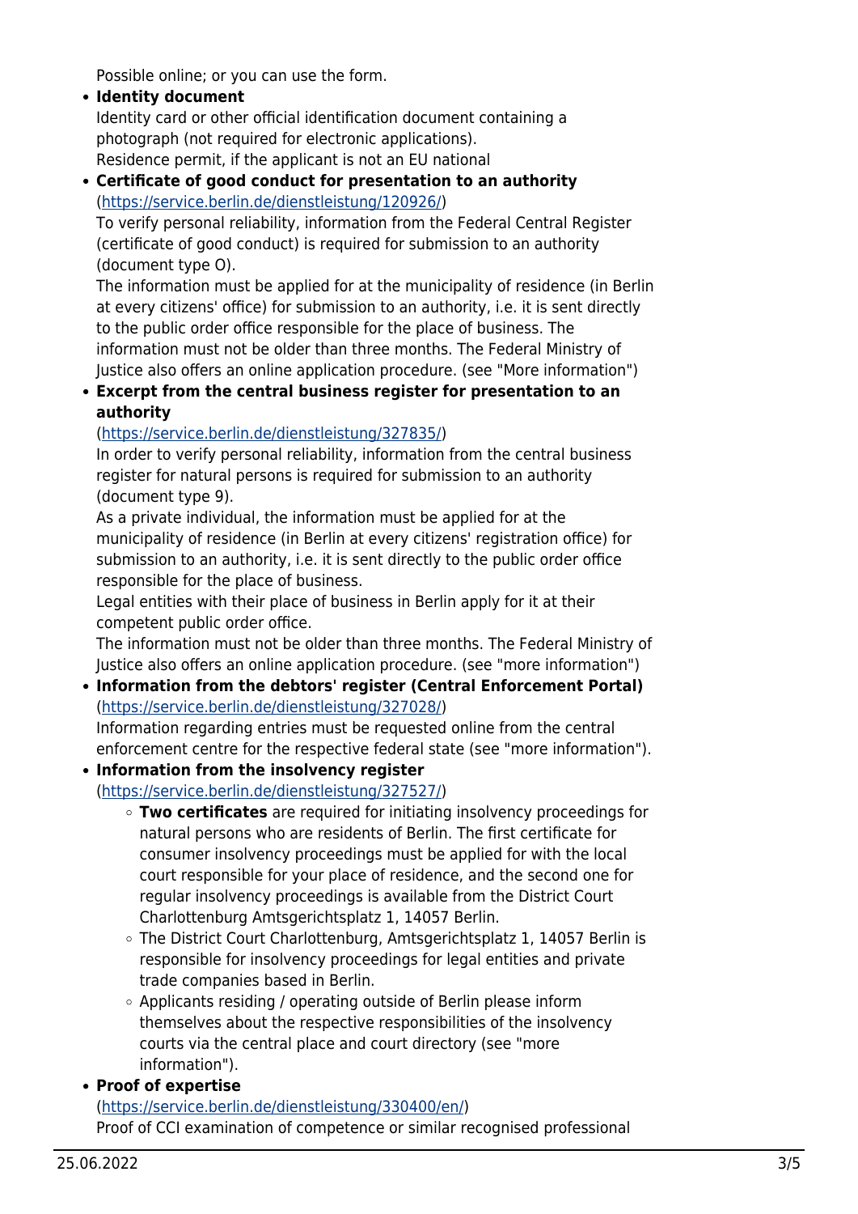Possible online; or you can use the form.

- **Identity document**
  Identity card or other official identification document containing a photograph (not required for electronic applications).
  Residence permit, if the applicant is not an EU national
- **Certificate of good conduct for presentation to an authority**
  (https://service.berlin.de/dienstleistung/120926/)
  To verify personal reliability, information from the Federal Central Register (certificate of good conduct) is required for submission to an authority (document type O).
  The information must be applied for at the municipality of residence (in Berlin at every citizens' office) for submission to an authority, i.e. it is sent directly to the public order office responsible for the place of business. The information must not be older than three months. The Federal Ministry of Justice also offers an online application procedure. (see "More information")
- **Excerpt from the central business register for presentation to an authority**
  (https://service.berlin.de/dienstleistung/327835/)
  In order to verify personal reliability, information from the central business register for natural persons is required for submission to an authority (document type 9).
  As a private individual, the information must be applied for at the municipality of residence (in Berlin at every citizens' registration office) for submission to an authority, i.e. it is sent directly to the public order office responsible for the place of business.
  Legal entities with their place of business in Berlin apply for it at their competent public order office.
  The information must not be older than three months. The Federal Ministry of Justice also offers an online application procedure. (see "more information")
- **Information from the debtors' register (Central Enforcement Portal)**
  (https://service.berlin.de/dienstleistung/327028/)
  Information regarding entries must be requested online from the central enforcement centre for the respective federal state (see "more information").
- **Information from the insolvency register**
  (https://service.berlin.de/dienstleistung/327527/)
  - **Two certificates** are required for initiating insolvency proceedings for natural persons who are residents of Berlin. The first certificate for consumer insolvency proceedings must be applied for with the local court responsible for your place of residence, and the second one for regular insolvency proceedings is available from the District Court Charlottenburg Amtsgerichtsplatz 1, 14057 Berlin.
  - The District Court Charlottenburg, Amtsgerichtsplatz 1, 14057 Berlin is responsible for insolvency proceedings for legal entities and private trade companies based in Berlin.
  - Applicants residing / operating outside of Berlin please inform themselves about the respective responsibilities of the insolvency courts via the central place and court directory (see "more information").
- **Proof of expertise**
  (https://service.berlin.de/dienstleistung/330400/en/)
  Proof of CCI examination of competence or similar recognised professional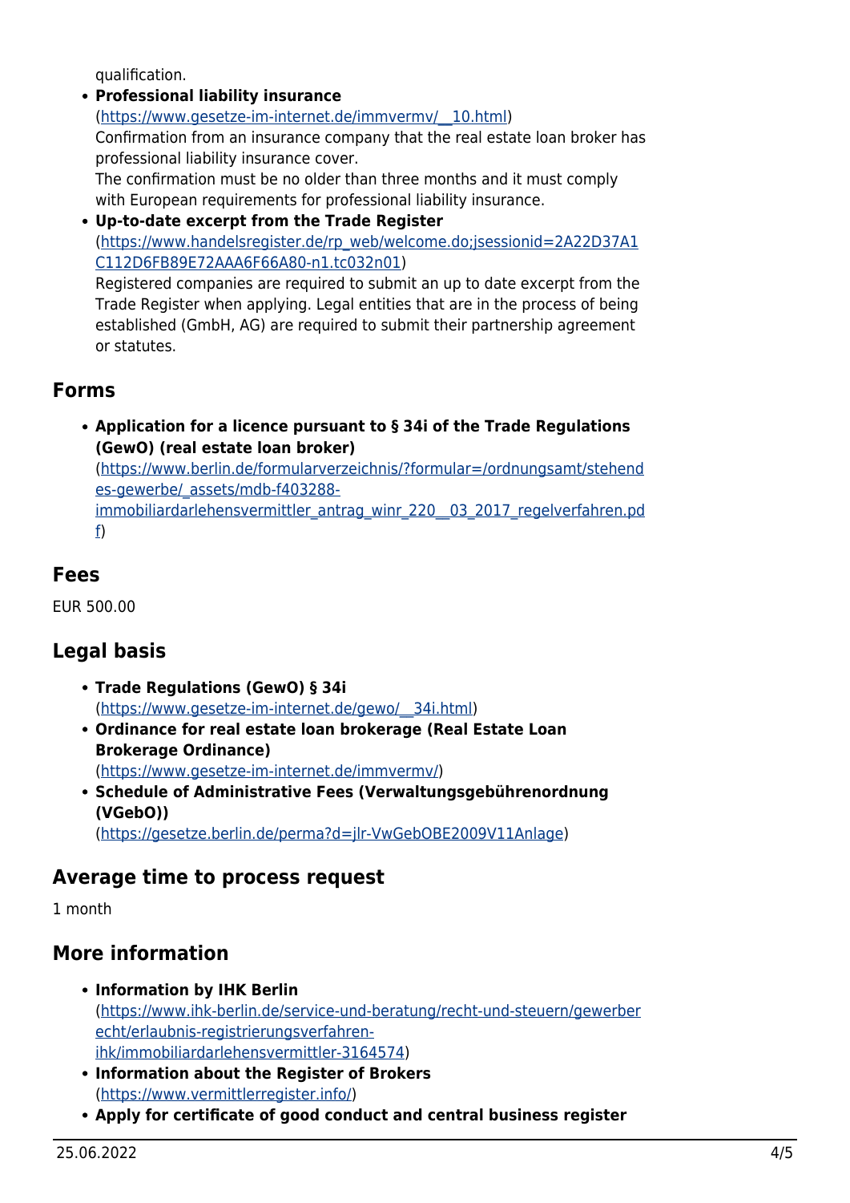qualification.

- **Professional liability insurance**
(https://www.gesetze-im-internet.de/immvermv/__10.html)
Confirmation from an insurance company that the real estate loan broker has professional liability insurance cover.
The confirmation must be no older than three months and it must comply with European requirements for professional liability insurance.
- **Up-to-date excerpt from the Trade Register**
(https://www.handelsregister.de/rp_web/welcome.do;jsessionid=2A22D37A1C112D6FB89E72AAA6F66A80-n1.tc032n01)
Registered companies are required to submit an up to date excerpt from the Trade Register when applying. Legal entities that are in the process of being established (GmbH, AG) are required to submit their partnership agreement or statutes.

## Forms

- **Application for a licence pursuant to § 34i of the Trade Regulations (GewO) (real estate loan broker)**
(https://www.berlin.de/formularverzeichnis/?formular=/ordnungsamt/stehendes-gewerbe/_assets/mdb-f403288-immobiliardarlehensvermittler_antrag_winr_220__03_2017_regelverfahren.pdf)

## Fees

EUR 500.00

## Legal basis

- **Trade Regulations (GewO) § 34i**
(https://www.gesetze-im-internet.de/gewo/__34i.html)
- **Ordinance for real estate loan brokerage (Real Estate Loan Brokerage Ordinance)**
(https://www.gesetze-im-internet.de/immvermv/)
- **Schedule of Administrative Fees (Verwaltungsgebührenordnung (VGebO))**
(https://gesetze.berlin.de/perma?d=jlr-VwGebOBE2009V11Anlage)

## Average time to process request

1 month

## More information

- **Information by IHK Berlin**
(https://www.ihk-berlin.de/service-und-beratung/recht-und-steuern/gewerberecht/erlaubnis-registrierungsverfahren-ihk/immobiliardarlehensvermittler-3164574)
- **Information about the Register of Brokers**
(https://www.vermittlerregister.info/)
- **Apply for certificate of good conduct and central business register**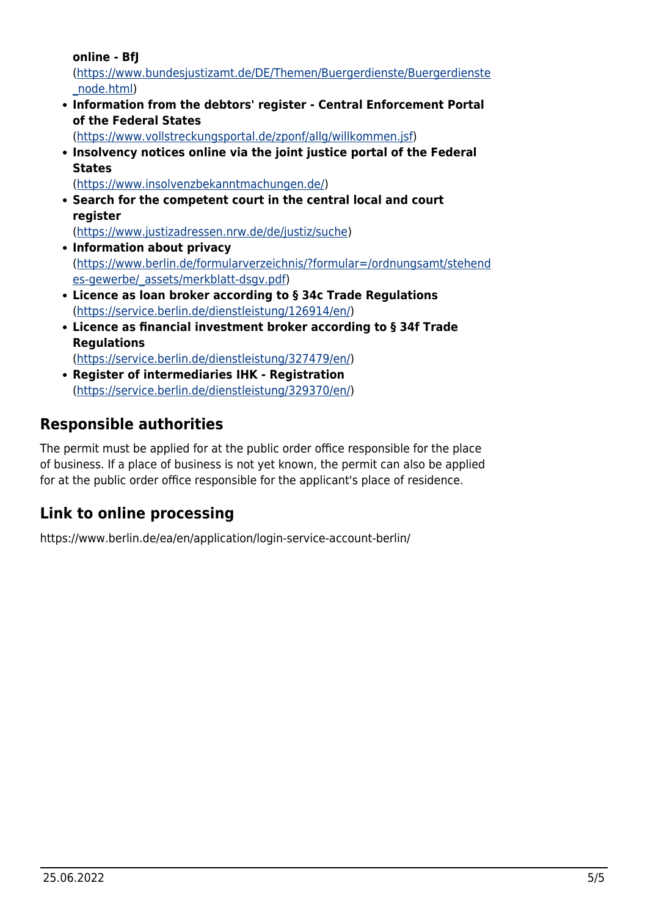**online - BfJ**
(https://www.bundesjustizamt.de/DE/Themen/Buergerdienste/Buergerdienste_node.html)

- **Information from the debtors' register - Central Enforcement Portal of the Federal States**
(https://www.vollstreckungsportal.de/zponf/allg/willkommen.jsf)
- **Insolvency notices online via the joint justice portal of the Federal States**
(https://www.insolvenzbekanntmachungen.de/)
- **Search for the competent court in the central local and court register**
(https://www.justizadressen.nrw.de/de/justiz/suche)
- **Information about privacy**
(https://www.berlin.de/formularverzeichnis/?formular=/ordnungsamt/stehendes-gewerbe/_assets/merkblatt-dsgv.pdf)
- **Licence as loan broker according to § 34c Trade Regulations**
(https://service.berlin.de/dienstleistung/126914/en/)
- **Licence as financial investment broker according to § 34f Trade Regulations**
(https://service.berlin.de/dienstleistung/327479/en/)
- **Register of intermediaries IHK - Registration**
(https://service.berlin.de/dienstleistung/329370/en/)

## Responsible authorities

The permit must be applied for at the public order office responsible for the place of business. If a place of business is not yet known, the permit can also be applied for at the public order office responsible for the applicant's place of residence.

## Link to online processing

https://www.berlin.de/ea/en/application/login-service-account-berlin/